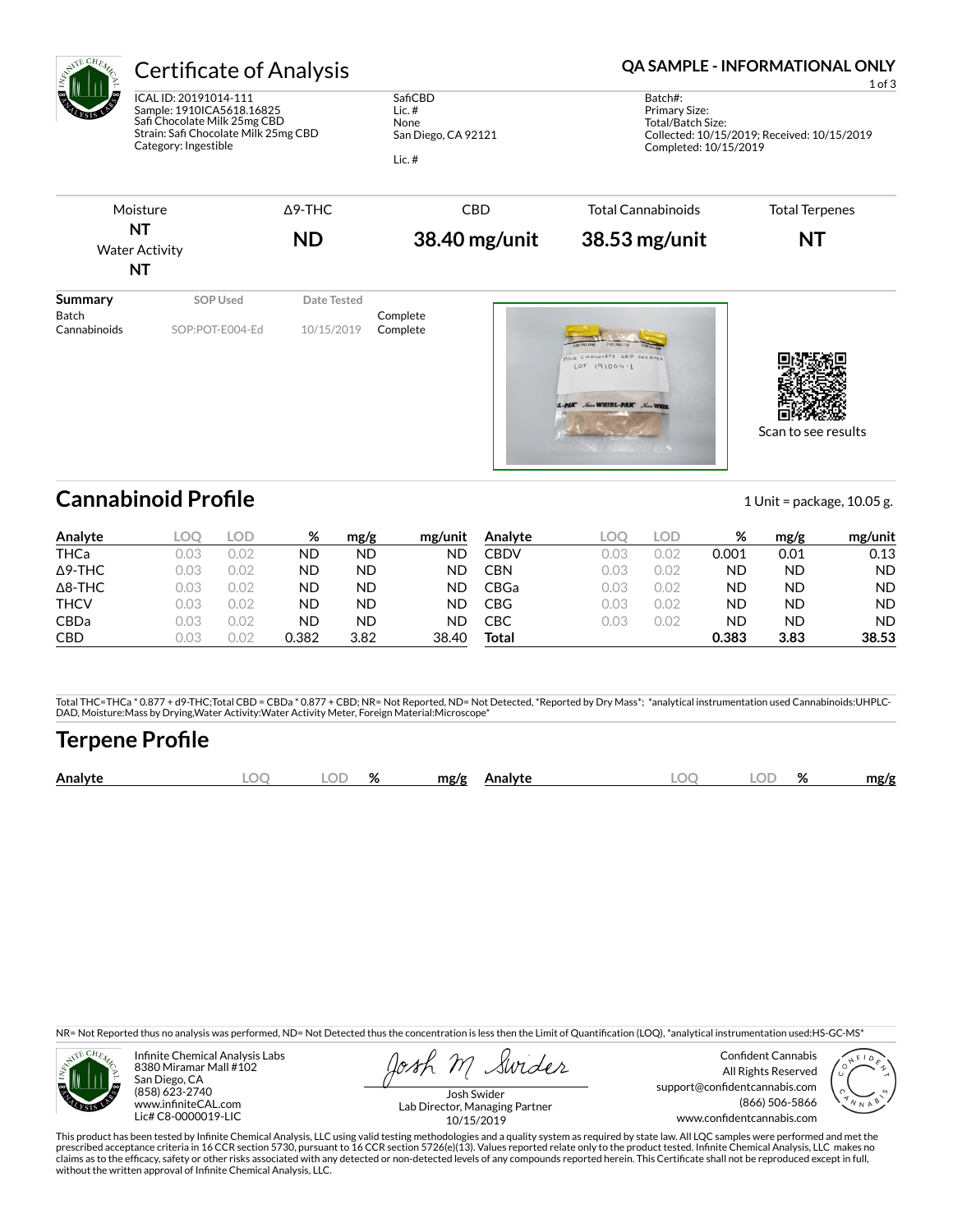# Certificate of Analysis

**QA SAMPLE - INFORMATIONAL ONLY**

ICAL ID: 20191014-111
Sample: 1910ICA5618.16825
Safi Chocolate Milk 25mg CBD
Strain: Safi Chocolate Milk 25mg CBD
Category: Ingestible

SafiCBD
Lic. #
None
San Diego, CA 92121

Lic. #

Batch#:
Primary Size:
Total/Batch Size:
Collected: 10/15/2019; Received: 10/15/2019
Completed: 10/15/2019

| Moisture | Δ9-THC | CBD | Total Cannabinoids | Total Terpenes |
|---|---|---|---|---|
| NT | ND | 38.40 mg/unit | 38.53 mg/unit | NT |
| Water Activity NT | | | | |

| Summary | SOP Used | Date Tested | |
|---|---|---|---|
| Batch | | | Complete |
| Cannabinoids | SOP:POT-E004-Ed | 10/15/2019 | Complete |

Scan to see results

## Cannabinoid Profile

1 Unit = package, 10.05 g.

| Analyte | LOQ | LOD | % | mg/g | mg/unit |
|---|---|---|---|---|---|
| THCa | 0.03 | 0.02 | ND | ND | ND |
| Δ9-THC | 0.03 | 0.02 | ND | ND | ND |
| Δ8-THC | 0.03 | 0.02 | ND | ND | ND |
| THCV | 0.03 | 0.02 | ND | ND | ND |
| CBDa | 0.03 | 0.02 | ND | ND | ND |
| CBD | 0.03 | 0.02 | 0.382 | 3.82 | 38.40 |
| CBDV | 0.03 | 0.02 | 0.001 | 0.01 | 0.13 |
| CBN | 0.03 | 0.02 | ND | ND | ND |
| CBGa | 0.03 | 0.02 | ND | ND | ND |
| CBG | 0.03 | 0.02 | ND | ND | ND |
| CBC | 0.03 | 0.02 | ND | ND | ND |
| **Total** | | | **0.383** | **3.83** | **38.53** |

Total THC=THCa * 0.877 + d9-THC;Total CBD = CBDa * 0.877 + CBD; NR= Not Reported, ND= Not Detected, *Reported by Dry Mass*; *analytical instrumentation used Cannabinoids:UHPLC-DAD, Moisture:Mass by Drying,Water Activity:Water Activity Meter, Foreign Material:Microscope*

## Terpene Profile

| Analyte | LOQ | LOD | % | mg/g | Analyte | LOQ | LOD | % | mg/g |
|---|---|---|---|---|---|---|---|---|---|

NR= Not Reported thus no analysis was performed, ND= Not Detected thus the concentration is less then the Limit of Quantification (LOQ), *analytical instrumentation used:HS-GC-MS*

Infinite Chemical Analysis Labs
8380 Miramar Mall #102
San Diego, CA
(858) 623-2740
www.infiniteCAL.com
Lic# C8-0000019-LIC

Josh Swider
Lab Director, Managing Partner
10/15/2019

Confident Cannabis
All Rights Reserved
support@confidentcannabis.com
(866) 506-5866
www.confidentcannabis.com

This product has been tested by Infinite Chemical Analysis, LLC using valid testing methodologies and a quality system as required by state law. All LQC samples were performed and met the prescribed acceptance criteria in 16 CCR section 5730, pursuant to 16 CCR section 5726(e)(13). Values reported relate only to the product tested. Infinite Chemical Analysis, LLC makes no claims as to the efficacy, safety or other risks associated with any detected or non-detected levels of any compounds reported herein. This Certificate shall not be reproduced except in full, without the written approval of Infinite Chemical Analysis, LLC.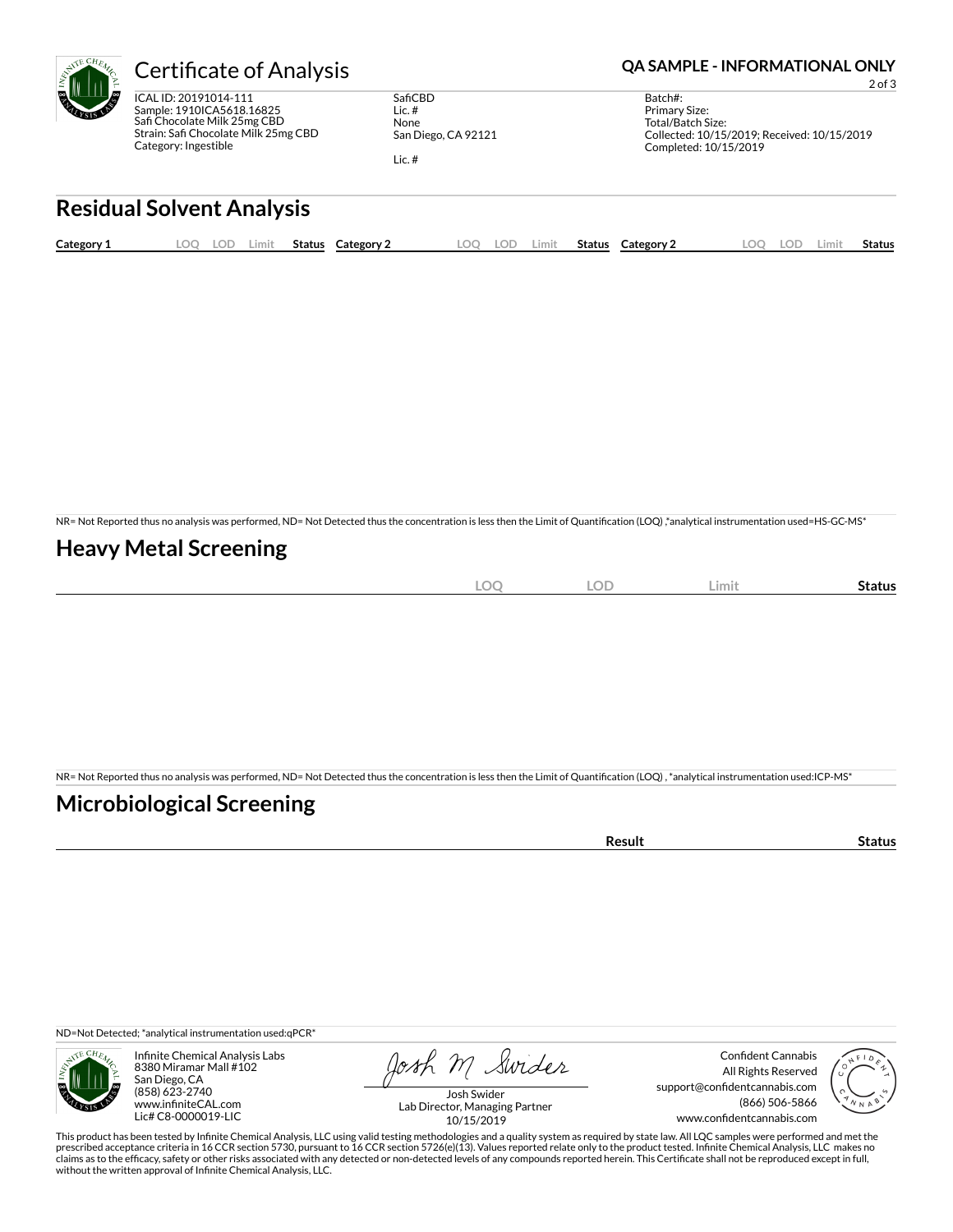# Certificate of Analysis

**QA SAMPLE - INFORMATIONAL ONLY**

ICAL ID: 20191014-111
Sample: 1910ICA5618.16825
Safi Chocolate Milk 25mg CBD
Strain: Safi Chocolate Milk 25mg CBD
Category: Ingestible

SafiCBD
Lic. #
None
San Diego, CA 92121

Lic. #

Batch#:
Primary Size:
Total/Batch Size:
Collected: 10/15/2019; Received: 10/15/2019
Completed: 10/15/2019

## Residual Solvent Analysis

| Category 1 | LOQ | LOD | Limit | Status | Category 2 | LOQ | LOD | Limit | Status | Category 2 | LOQ | LOD | Limit | Status |
|---|---|---|---|---|---|---|---|---|---|---|---|---|---|---|

NR= Not Reported thus no analysis was performed, ND= Not Detected thus the concentration is less then the Limit of Quantification (LOQ) ,*analytical instrumentation used=HS-GC-MS*

## Heavy Metal Screening

| | LOQ | LOD | Limit | Status |
|---|---|---|---|---|

NR= Not Reported thus no analysis was performed, ND= Not Detected thus the concentration is less then the Limit of Quantification (LOQ) , *analytical instrumentation used:ICP-MS*

## Microbiological Screening

| | Result | Status |
|---|---|---|

ND=Not Detected; *analytical instrumentation used:qPCR*

Infinite Chemical Analysis Labs
8380 Miramar Mall #102
San Diego, CA
(858) 623-2740
www.infiniteCAL.com
Lic# C8-0000019-LIC

Josh Swider
Lab Director, Managing Partner
10/15/2019

Confident Cannabis
All Rights Reserved
support@confidentcannabis.com
(866) 506-5866
www.confidentcannabis.com

This product has been tested by Infinite Chemical Analysis, LLC using valid testing methodologies and a quality system as required by state law. All LQC samples were performed and met the prescribed acceptance criteria in 16 CCR section 5730, pursuant to 16 CCR section 5726(e)(13). Values reported relate only to the product tested. Infinite Chemical Analysis, LLC makes no claims as to the efficacy, safety or other risks associated with any detected or non-detected levels of any compounds reported herein. This Certificate shall not be reproduced except in full, without the written approval of Infinite Chemical Analysis, LLC.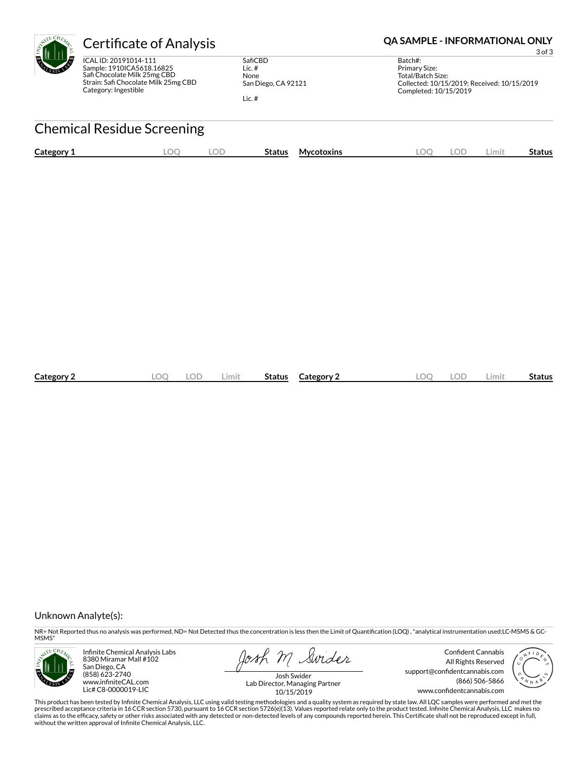# Certificate of Analysis

**QA SAMPLE - INFORMATIONAL ONLY**

ICAL ID: 20191014-111
Sample: 1910ICA5618.16825
Safi Chocolate Milk 25mg CBD
Strain: Safi Chocolate Milk 25mg CBD
Category: Ingestible

SafiCBD
Lic. #
None
San Diego, CA 92121

Lic. #

Batch#:
Primary Size:
Total/Batch Size:
Collected: 10/15/2019; Received: 10/15/2019
Completed: 10/15/2019

## Chemical Residue Screening

| Category 1 | LOQ | LOD | Status |
|---|---|---|---|

| Mycotoxins | LOQ | LOD | Limit | Status |
|---|---|---|---|---|

| Category 2 | LOQ | LOD | Limit | Status |
|---|---|---|---|---|

| Category 2 | LOQ | LOD | Limit | Status |
|---|---|---|---|---|

Unknown Analyte(s):

NR= Not Reported thus no analysis was performed, ND= Not Detected thus the concentration is less then the Limit of Quantification (LOQ) , *analytical instrumentation used:LC-MSMS & GC-MSMS*

Infinite Chemical Analysis Labs
8380 Miramar Mall #102
San Diego, CA
(858) 623-2740
www.infiniteCAL.com
Lic# C8-0000019-LIC

Josh M Swider
Josh Swider
Lab Director, Managing Partner
10/15/2019

Confident Cannabis
All Rights Reserved
support@confidentcannabis.com
(866) 506-5866
www.confidentcannabis.com

This product has been tested by Infinite Chemical Analysis, LLC using valid testing methodologies and a quality system as required by state law. All LQC samples were performed and met the prescribed acceptance criteria in 16 CCR section 5730, pursuant to 16 CCR section 5726(e)(13). Values reported relate only to the product tested. Infinite Chemical Analysis, LLC makes no claims as to the efficacy, safety or other risks associated with any detected or non-detected levels of any compounds reported herein. This Certificate shall not be reproduced except in full, without the written approval of Infinite Chemical Analysis, LLC.